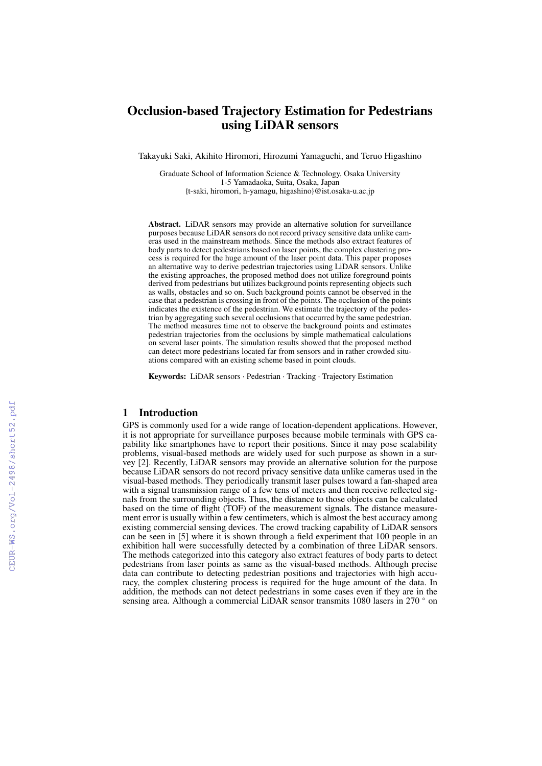# Occlusion-based Trajectory Estimation for Pedestrians using LiDAR sensors

Takayuki Saki, Akihito Hiromori, Hirozumi Yamaguchi, and Teruo Higashino

Graduate School of Information Science & Technology, Osaka University
1-5 Yamadaoka, Suita, Osaka, Japan
{t-saki, hiromori, h-yamagu, higashino}@ist.osaka-u.ac.jp

**Abstract.** LiDAR sensors may provide an alternative solution for surveillance purposes because LiDAR sensors do not record privacy sensitive data unlike cameras used in the mainstream methods. Since the methods also extract features of body parts to detect pedestrians based on laser points, the complex clustering process is required for the huge amount of the laser point data. This paper proposes an alternative way to derive pedestrian trajectories using LiDAR sensors. Unlike the existing approaches, the proposed method does not utilize foreground points derived from pedestrians but utilizes background points representing objects such as walls, obstacles and so on. Such background points cannot be observed in the case that a pedestrian is crossing in front of the points. The occlusion of the points indicates the existence of the pedestrian. We estimate the trajectory of the pedestrian by aggregating such several occlusions that occurred by the same pedestrian. The method measures time not to observe the background points and estimates pedestrian trajectories from the occlusions by simple mathematical calculations on several laser points. The simulation results showed that the proposed method can detect more pedestrians located far from sensors and in rather crowded situations compared with an existing scheme based in point clouds.

**Keywords:** LiDAR sensors · Pedestrian · Tracking · Trajectory Estimation

## 1 Introduction

GPS is commonly used for a wide range of location-dependent applications. However, it is not appropriate for surveillance purposes because mobile terminals with GPS capability like smartphones have to report their positions. Since it may pose scalability problems, visual-based methods are widely used for such purpose as shown in a survey [2]. Recently, LiDAR sensors may provide an alternative solution for the purpose because LiDAR sensors do not record privacy sensitive data unlike cameras used in the visual-based methods. They periodically transmit laser pulses toward a fan-shaped area with a signal transmission range of a few tens of meters and then receive reflected signals from the surrounding objects. Thus, the distance to those objects can be calculated based on the time of flight (TOF) of the measurement signals. The distance measurement error is usually within a few centimeters, which is almost the best accuracy among existing commercial sensing devices. The crowd tracking capability of LiDAR sensors can be seen in [5] where it is shown through a field experiment that 100 people in an exhibition hall were successfully detected by a combination of three LiDAR sensors. The methods categorized into this category also extract features of body parts to detect pedestrians from laser points as same as the visual-based methods. Although precise data can contribute to detecting pedestrian positions and trajectories with high accuracy, the complex clustering process is required for the huge amount of the data. In addition, the methods can not detect pedestrians in some cases even if they are in the sensing area. Although a commercial LiDAR sensor transmits 1080 lasers in 270 ° on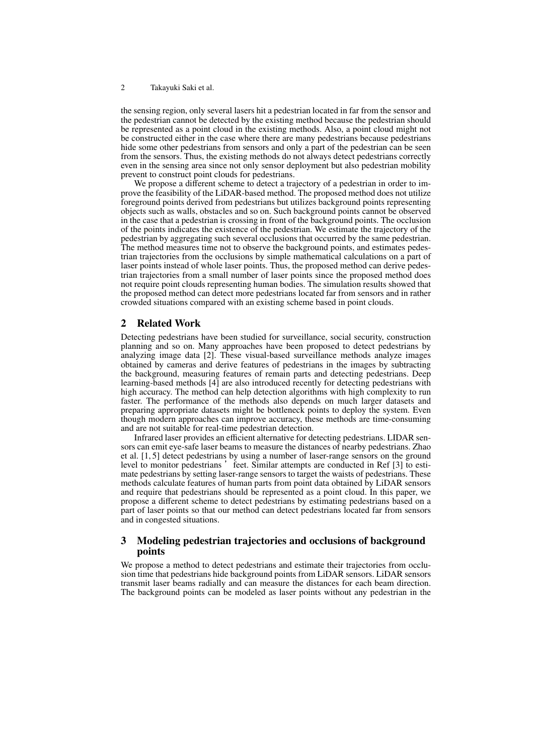the sensing region, only several lasers hit a pedestrian located in far from the sensor and the pedestrian cannot be detected by the existing method because the pedestrian should be represented as a point cloud in the existing methods. Also, a point cloud might not be constructed either in the case where there are many pedestrians because pedestrians hide some other pedestrians from sensors and only a part of the pedestrian can be seen from the sensors. Thus, the existing methods do not always detect pedestrians correctly even in the sensing area since not only sensor deployment but also pedestrian mobility prevent to construct point clouds for pedestrians.

We propose a different scheme to detect a trajectory of a pedestrian in order to improve the feasibility of the LiDAR-based method. The proposed method does not utilize foreground points derived from pedestrians but utilizes background points representing objects such as walls, obstacles and so on. Such background points cannot be observed in the case that a pedestrian is crossing in front of the background points. The occlusion of the points indicates the existence of the pedestrian. We estimate the trajectory of the pedestrian by aggregating such several occlusions that occurred by the same pedestrian. The method measures time not to observe the background points, and estimates pedestrian trajectories from the occlusions by simple mathematical calculations on a part of laser points instead of whole laser points. Thus, the proposed method can derive pedestrian trajectories from a small number of laser points since the proposed method does not require point clouds representing human bodies. The simulation results showed that the proposed method can detect more pedestrians located far from sensors and in rather crowded situations compared with an existing scheme based in point clouds.

## 2 Related Work

Detecting pedestrians have been studied for surveillance, social security, construction planning and so on. Many approaches have been proposed to detect pedestrians by analyzing image data [2]. These visual-based surveillance methods analyze images obtained by cameras and derive features of pedestrians in the images by subtracting the background, measuring features of remain parts and detecting pedestrians. Deep learning-based methods [4] are also introduced recently for detecting pedestrians with high accuracy. The method can help detection algorithms with high complexity to run faster. The performance of the methods also depends on much larger datasets and preparing appropriate datasets might be bottleneck points to deploy the system. Even though modern approaches can improve accuracy, these methods are time-consuming and are not suitable for real-time pedestrian detection.

Infrared laser provides an efficient alternative for detecting pedestrians. LIDAR sensors can emit eye-safe laser beams to measure the distances of nearby pedestrians. Zhao et al. [1, 5] detect pedestrians by using a number of laser-range sensors on the ground level to monitor pedestrians ' feet. Similar attempts are conducted in Ref [3] to estimate pedestrians by setting laser-range sensors to target the waists of pedestrians. These methods calculate features of human parts from point data obtained by LiDAR sensors and require that pedestrians should be represented as a point cloud. In this paper, we propose a different scheme to detect pedestrians by estimating pedestrians based on a part of laser points so that our method can detect pedestrians located far from sensors and in congested situations.

## 3 Modeling pedestrian trajectories and occlusions of background points

We propose a method to detect pedestrians and estimate their trajectories from occlusion time that pedestrians hide background points from LiDAR sensors. LiDAR sensors transmit laser beams radially and can measure the distances for each beam direction. The background points can be modeled as laser points without any pedestrian in the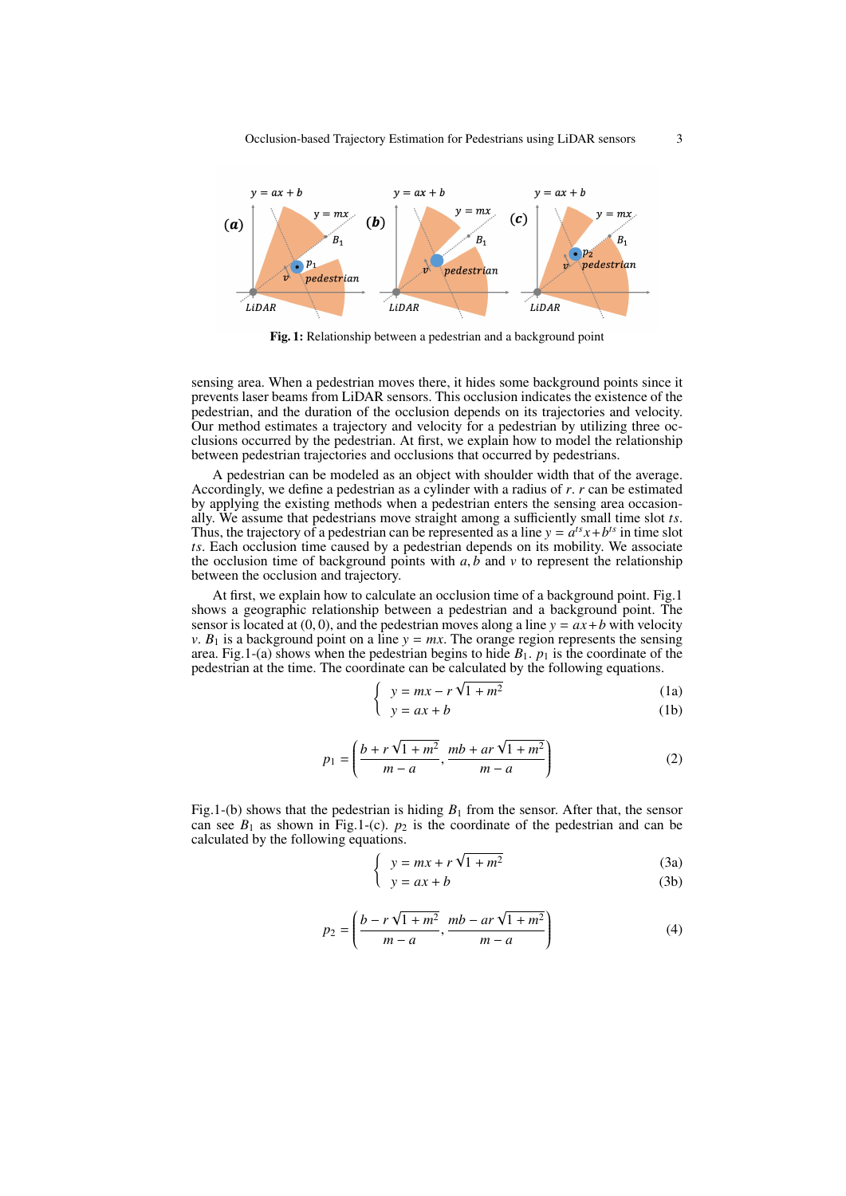**Fig. 1:** Relationship between a pedestrian and a background point

sensing area. When a pedestrian moves there, it hides some background points since it prevents laser beams from LiDAR sensors. This occlusion indicates the existence of the pedestrian, and the duration of the occlusion depends on its trajectories and velocity. Our method estimates a trajectory and velocity for a pedestrian by utilizing three occlusions occurred by the pedestrian. At first, we explain how to model the relationship between pedestrian trajectories and occlusions that occurred by pedestrians.

A pedestrian can be modeled as an object with shoulder width that of the average. Accordingly, we define a pedestrian as a cylinder with a radius of $r$. $r$ can be estimated by applying the existing methods when a pedestrian enters the sensing area occasionally. We assume that pedestrians move straight among a sufficiently small time slot $ts$. Thus, the trajectory of a pedestrian can be represented as a line $y = a^{ts}x + b^{ts}$ in time slot $ts$. Each occlusion time caused by a pedestrian depends on its mobility. We associate the occlusion time of background points with $a, b$ and $v$ to represent the relationship between the occlusion and trajectory.

At first, we explain how to calculate an occlusion time of a background point. Fig.1 shows a geographic relationship between a pedestrian and a background point. The sensor is located at $(0, 0)$, and the pedestrian moves along a line $y = ax + b$ with velocity $v$. $B_1$ is a background point on a line $y = mx$. The orange region represents the sensing area. Fig.1-(a) shows when the pedestrian begins to hide $B_1$. $p_1$ is the coordinate of the pedestrian at the time. The coordinate can be calculated by the following equations.

$$\begin{cases} y = mx - r\sqrt{1 + m^2} & \text{(1a)} \\ y = ax + b & \text{(1b)} \end{cases}$$

$$p_1 = \left( \frac{b + r\sqrt{1 + m^2}}{m - a}, \frac{mb + ar\sqrt{1 + m^2}}{m - a} \right) \quad (2)$$

Fig.1-(b) shows that the pedestrian is hiding $B_1$ from the sensor. After that, the sensor can see $B_1$ as shown in Fig.1-(c). $p_2$ is the coordinate of the pedestrian and can be calculated by the following equations.

$$\begin{cases} y = mx + r\sqrt{1 + m^2} & \text{(3a)} \\ y = ax + b & \text{(3b)} \end{cases}$$

$$p_2 = \left( \frac{b - r\sqrt{1 + m^2}}{m - a}, \frac{mb - ar\sqrt{1 + m^2}}{m - a} \right) \quad (4)$$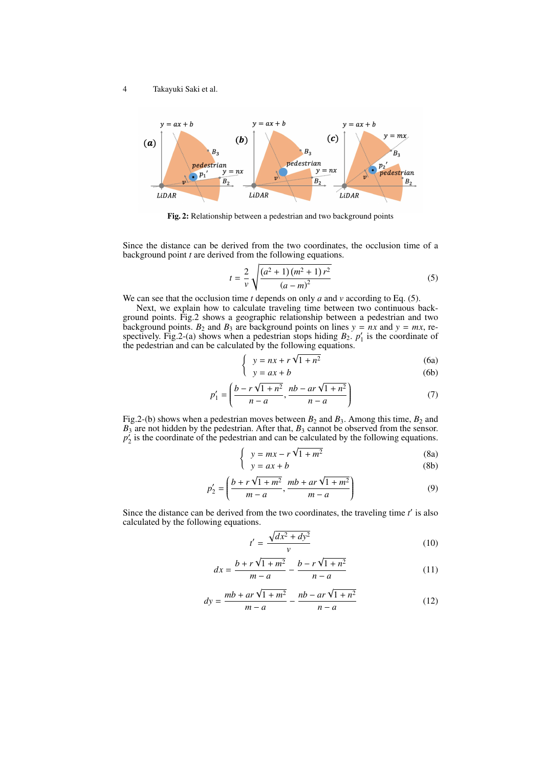**Fig. 2:** Relationship between a pedestrian and two background points

Since the distance can be derived from the two coordinates, the occlusion time of a background point $t$ are derived from the following equations.

$$t = \frac{2}{v}\sqrt{\frac{(a^2+1)(m^2+1)r^2}{(a-m)^2}} \tag{5}$$

We can see that the occlusion time $t$ depends on only $a$ and $v$ according to Eq. (5).

Next, we explain how to calculate traveling time between two continuous background points. Fig.2 shows a geographic relationship between a pedestrian and two background points. $B_2$ and $B_3$ are background points on lines $y = nx$ and $y = mx$, respectively. Fig.2-(a) shows when a pedestrian stops hiding $B_2$. $p_1'$ is the coordinate of the pedestrian and can be calculated by the following equations.

$$\begin{cases} y = nx + r\sqrt{1+n^2} & \text{(6a)} \\ y = ax + b & \text{(6b)} \end{cases}$$

$$p_1' = \left(\frac{b - r\sqrt{1+n^2}}{n-a}, \frac{nb - ar\sqrt{1+n^2}}{n-a}\right) \tag{7}$$

Fig.2-(b) shows when a pedestrian moves between $B_2$ and $B_3$. Among this time, $B_2$ and $B_3$ are not hidden by the pedestrian. After that, $B_3$ cannot be observed from the sensor. $p_2'$ is the coordinate of the pedestrian and can be calculated by the following equations.

$$\begin{cases} y = mx - r\sqrt{1+m^2} & \text{(8a)} \\ y = ax + b & \text{(8b)} \end{cases}$$

$$p_2' = \left(\frac{b + r\sqrt{1+m^2}}{m-a}, \frac{mb + ar\sqrt{1+m^2}}{m-a}\right) \tag{9}$$

Since the distance can be derived from the two coordinates, the traveling time $t'$ is also calculated by the following equations.

$$t' = \frac{\sqrt{dx^2 + dy^2}}{v} \tag{10}$$

$$dx = \frac{b + r\sqrt{1+m^2}}{m-a} - \frac{b - r\sqrt{1+n^2}}{n-a} \tag{11}$$

$$dy = \frac{mb + ar\sqrt{1+m^2}}{m-a} - \frac{nb - ar\sqrt{1+n^2}}{n-a} \tag{12}$$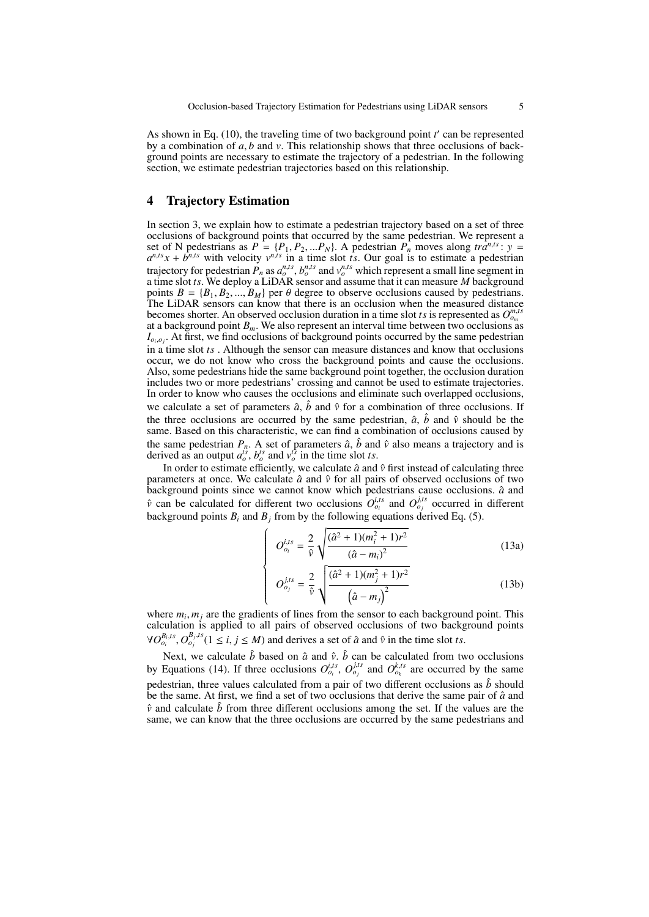As shown in Eq. (10), the traveling time of two background point $t'$ can be represented by a combination of $a, b$ and $v$. This relationship shows that three occlusions of background points are necessary to estimate the trajectory of a pedestrian. In the following section, we estimate pedestrian trajectories based on this relationship.

## 4 Trajectory Estimation

In section 3, we explain how to estimate a pedestrian trajectory based on a set of three occlusions of background points that occurred by the same pedestrian. We represent a set of N pedestrians as $P = \{P_1, P_2, ...P_N\}$. A pedestrian $P_n$ moves along $tra^{n,ts}$: $y = a^{n,ts}x + b^{n,ts}$ with velocity $v^{n,ts}$ in a time slot $ts$. Our goal is to estimate a pedestrian trajectory for pedestrian $P_n$ as $a_o^{n,ts}$, $b_o^{n,ts}$ and $v_o^{n,ts}$ which represent a small line segment in a time slot $ts$. We deploy a LiDAR sensor and assume that it can measure $M$ background points $B = \{B_1, B_2, ..., B_M\}$ per $\theta$ degree to observe occlusions caused by pedestrians. The LiDAR sensors can know that there is an occlusion when the measured distance becomes shorter. An observed occlusion duration in a time slot $ts$ is represented as $O_{o_m}^{m,ts}$ at a background point $B_m$. We also represent an interval time between two occlusions as $I_{o_i,o_j}$. At first, we find occlusions of background points occurred by the same pedestrian in a time slot $ts$ . Although the sensor can measure distances and know that occlusions occur, we do not know who cross the background points and cause the occlusions. Also, some pedestrians hide the same background point together, the occlusion duration includes two or more pedestrians' crossing and cannot be used to estimate trajectories. In order to know who causes the occlusions and eliminate such overlapped occlusions, we calculate a set of parameters $\hat{a}$, $\hat{b}$ and $\hat{v}$ for a combination of three occlusions. If the three occlusions are occurred by the same pedestrian, $\hat{a}$, $\hat{b}$ and $\hat{v}$ should be the same. Based on this characteristic, we can find a combination of occlusions caused by the same pedestrian $P_n$. A set of parameters $\hat{a}$, $\hat{b}$ and $\hat{v}$ also means a trajectory and is derived as an output $a_o^{ts}$, $b_o^{ts}$ and $v_o^{ts}$ in the time slot $ts$.

In order to estimate efficiently, we calculate $\hat{a}$ and $\hat{v}$ first instead of calculating three parameters at once. We calculate $\hat{a}$ and $\hat{v}$ for all pairs of observed occlusions of two background points since we cannot know which pedestrians cause occlusions. $\hat{a}$ and $\hat{v}$ can be calculated for different two occlusions $O_{o_i}^{i,ts}$ and $O_{o_j}^{j,ts}$ occurred in different background points $B_i$ and $B_j$ from by the following equations derived Eq. (5).

$$
\begin{cases}
O_{o_i}^{i,ts} = \dfrac{2}{\hat{v}} \sqrt{\dfrac{(\hat{a}^2+1)(m_i^2+1)r^2}{(\hat{a}-m_i)^2}} & \text{(13a)} \\[2ex]
O_{o_j}^{j,ts} = \dfrac{2}{\hat{v}} \sqrt{\dfrac{(\hat{a}^2+1)(m_j^2+1)r^2}{\left(\hat{a}-m_j\right)^2}} & \text{(13b)}
\end{cases}
$$

where $m_i, m_j$ are the gradients of lines from the sensor to each background point. This calculation is applied to all pairs of observed occlusions of two background points $\forall O_{o_i}^{B_i,ts}, O_{o_j}^{B_j,ts} (1 \leq i, j \leq M)$ and derives a set of $\hat{a}$ and $\hat{v}$ in the time slot $ts$.

Next, we calculate $\hat{b}$ based on $\hat{a}$ and $\hat{v}$. $\hat{b}$ can be calculated from two occlusions by Equations (14). If three occlusions $O_{o_i}^{i,ts}$, $O_{o_j}^{j,ts}$ and $O_{o_k}^{k,ts}$ are occurred by the same pedestrian, three values calculated from a pair of two different occlusions as $\hat{b}$ should be the same. At first, we find a set of two occlusions that derive the same pair of $\hat{a}$ and $\hat{v}$ and calculate $\hat{b}$ from three different occlusions among the set. If the values are the same, we can know that the three occlusions are occurred by the same pedestrians and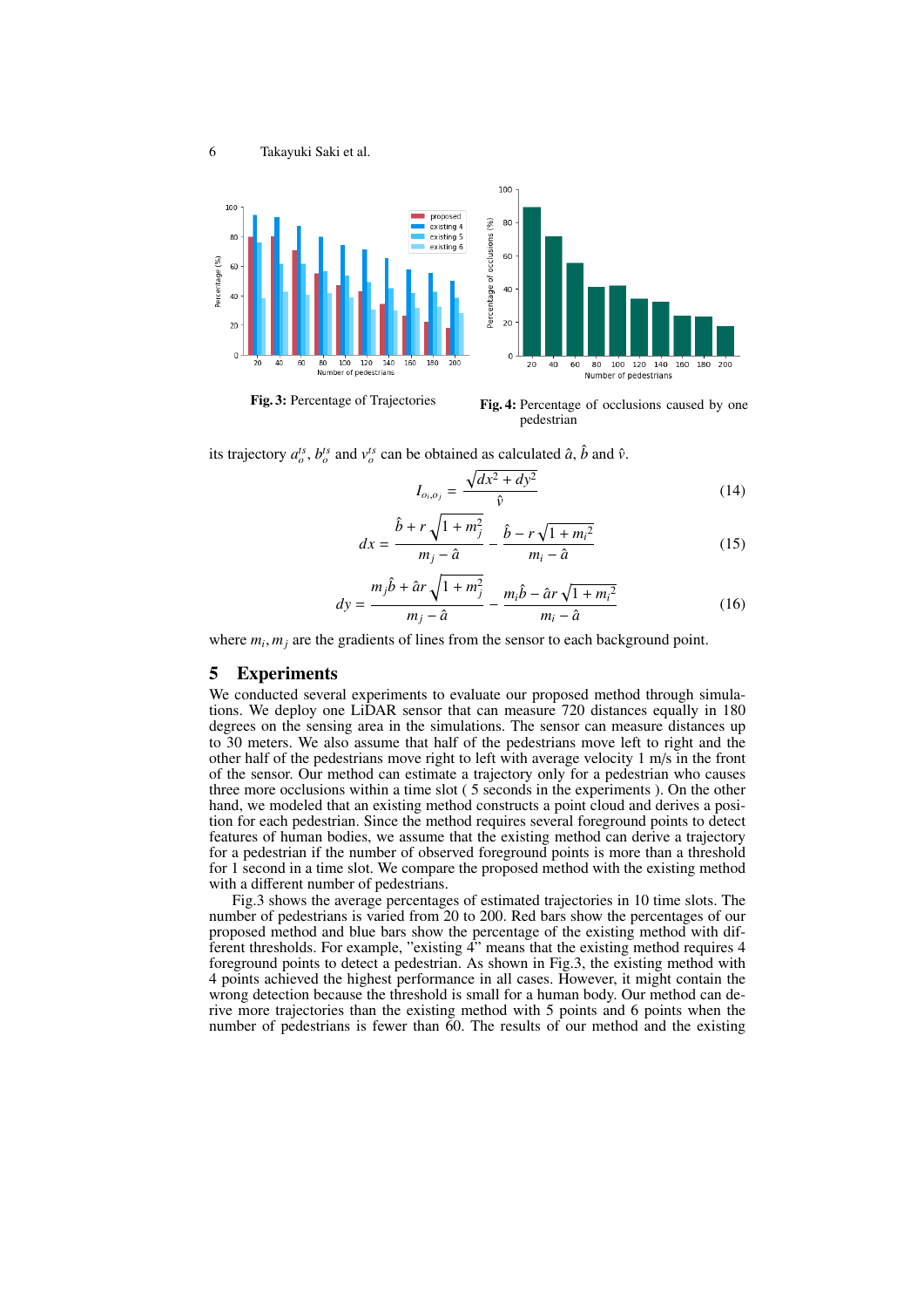Fig. 3: Percentage of Trajectories

Fig. 4: Percentage of occlusions caused by one pedestrian

its trajectory $a_o^{ts}$, $b_o^{ts}$ and $v_o^{ts}$ can be obtained as calculated $\hat{a}$, $\hat{b}$ and $\hat{v}$.

$$I_{o_i,o_j} = \frac{\sqrt{dx^2 + dy^2}}{\hat{v}} \tag{14}$$

$$dx = \frac{\hat{b} + r\sqrt{1 + m_j^2}}{m_j - \hat{a}} - \frac{\hat{b} - r\sqrt{1 + m_i^2}}{m_i - \hat{a}} \tag{15}$$

$$dy = \frac{m_j\hat{b} + \hat{a}r\sqrt{1 + m_j^2}}{m_j - \hat{a}} - \frac{m_i\hat{b} - \hat{a}r\sqrt{1 + m_i^2}}{m_i - \hat{a}} \tag{16}$$

where $m_i, m_j$ are the gradients of lines from the sensor to each background point.

## 5 Experiments

We conducted several experiments to evaluate our proposed method through simulations. We deploy one LiDAR sensor that can measure 720 distances equally in 180 degrees on the sensing area in the simulations. The sensor can measure distances up to 30 meters. We also assume that half of the pedestrians move left to right and the other half of the pedestrians move right to left with average velocity 1 m/s in the front of the sensor. Our method can estimate a trajectory only for a pedestrian who causes three more occlusions within a time slot ( 5 seconds in the experiments ). On the other hand, we modeled that an existing method constructs a point cloud and derives a position for each pedestrian. Since the method requires several foreground points to detect features of human bodies, we assume that the existing method can derive a trajectory for a pedestrian if the number of observed foreground points is more than a threshold for 1 second in a time slot. We compare the proposed method with the existing method with a different number of pedestrians.

Fig.3 shows the average percentages of estimated trajectories in 10 time slots. The number of pedestrians is varied from 20 to 200. Red bars show the percentages of our proposed method and blue bars show the percentage of the existing method with different thresholds. For example, "existing 4" means that the existing method requires 4 foreground points to detect a pedestrian. As shown in Fig.3, the existing method with 4 points achieved the highest performance in all cases. However, it might contain the wrong detection because the threshold is small for a human body. Our method can derive more trajectories than the existing method with 5 points and 6 points when the number of pedestrians is fewer than 60. The results of our method and the existing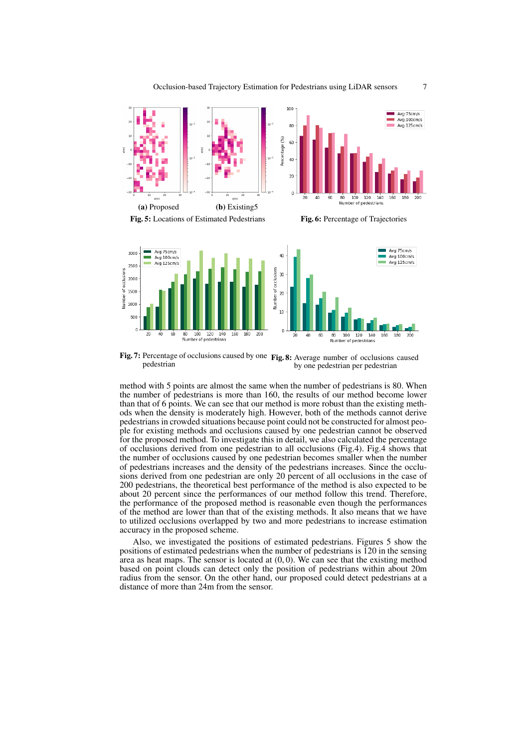(a) Proposed (b) Existing5

**Fig. 5:** Locations of Estimated Pedestrians

**Fig. 6:** Percentage of Trajectories

**Fig. 7:** Percentage of occlusions caused by one pedestrian

**Fig. 8:** Average number of occlusions caused by one pedestrian per pedestrian

method with 5 points are almost the same when the number of pedestrians is 80. When the number of pedestrians is more than 160, the results of our method become lower than that of 6 points. We can see that our method is more robust than the existing methods when the density is moderately high. However, both of the methods cannot derive pedestrians in crowded situations because point could not be constructed for almost people for existing methods and occlusions caused by one pedestrian cannot be observed for the proposed method. To investigate this in detail, we also calculated the percentage of occlusions derived from one pedestrian to all occlusions (Fig.4). Fig.4 shows that the number of occlusions caused by one pedestrian becomes smaller when the number of pedestrians increases and the density of the pedestrians increases. Since the occlusions derived from one pedestrian are only 20 percent of all occlusions in the case of 200 pedestrians, the theoretical best performance of the method is also expected to be about 20 percent since the performances of our method follow this trend. Therefore, the performance of the proposed method is reasonable even though the performances of the method are lower than that of the existing methods. It also means that we have to utilized occlusions overlapped by two and more pedestrians to increase estimation accuracy in the proposed scheme.

Also, we investigated the positions of estimated pedestrians. Figures 5 show the positions of estimated pedestrians when the number of pedestrians is 120 in the sensing area as heat maps. The sensor is located at $(0, 0)$. We can see that the existing method based on point clouds can detect only the position of pedestrians within about 20m radius from the sensor. On the other hand, our proposed could detect pedestrians at a distance of more than 24m from the sensor.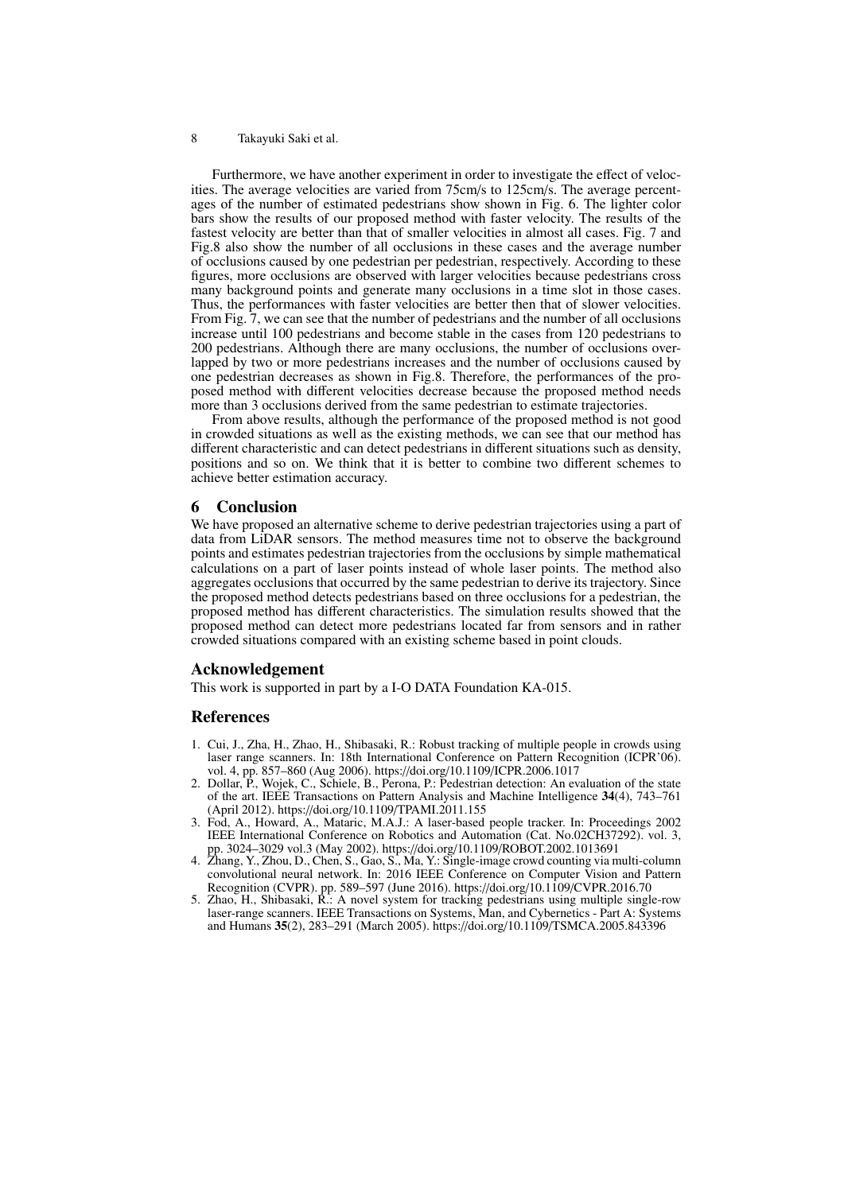Furthermore, we have another experiment in order to investigate the effect of velocities. The average velocities are varied from 75cm/s to 125cm/s. The average percentages of the number of estimated pedestrians show shown in Fig. 6. The lighter color bars show the results of our proposed method with faster velocity. The results of the fastest velocity are better than that of smaller velocities in almost all cases. Fig. 7 and Fig.8 also show the number of all occlusions in these cases and the average number of occlusions caused by one pedestrian per pedestrian, respectively. According to these figures, more occlusions are observed with larger velocities because pedestrians cross many background points and generate many occlusions in a time slot in those cases. Thus, the performances with faster velocities are better then that of slower velocities. From Fig. 7, we can see that the number of pedestrians and the number of all occlusions increase until 100 pedestrians and become stable in the cases from 120 pedestrians to 200 pedestrians. Although there are many occlusions, the number of occlusions overlapped by two or more pedestrians increases and the number of occlusions caused by one pedestrian decreases as shown in Fig.8. Therefore, the performances of the proposed method with different velocities decrease because the proposed method needs more than 3 occlusions derived from the same pedestrian to estimate trajectories.

From above results, although the performance of the proposed method is not good in crowded situations as well as the existing methods, we can see that our method has different characteristic and can detect pedestrians in different situations such as density, positions and so on. We think that it is better to combine two different schemes to achieve better estimation accuracy.

## 6 Conclusion

We have proposed an alternative scheme to derive pedestrian trajectories using a part of data from LiDAR sensors. The method measures time not to observe the background points and estimates pedestrian trajectories from the occlusions by simple mathematical calculations on a part of laser points instead of whole laser points. The method also aggregates occlusions that occurred by the same pedestrian to derive its trajectory. Since the proposed method detects pedestrians based on three occlusions for a pedestrian, the proposed method has different characteristics. The simulation results showed that the proposed method can detect more pedestrians located far from sensors and in rather crowded situations compared with an existing scheme based in point clouds.

## Acknowledgement

This work is supported in part by a I-O DATA Foundation KA-015.

## References

1. Cui, J., Zha, H., Zhao, H., Shibasaki, R.: Robust tracking of multiple people in crowds using laser range scanners. In: 18th International Conference on Pattern Recognition (ICPR'06). vol. 4, pp. 857–860 (Aug 2006). https://doi.org/10.1109/ICPR.2006.1017
2. Dollar, P., Wojek, C., Schiele, B., Perona, P.: Pedestrian detection: An evaluation of the state of the art. IEEE Transactions on Pattern Analysis and Machine Intelligence **34**(4), 743–761 (April 2012). https://doi.org/10.1109/TPAMI.2011.155
3. Fod, A., Howard, A., Mataric, M.A.J.: A laser-based people tracker. In: Proceedings 2002 IEEE International Conference on Robotics and Automation (Cat. No.02CH37292). vol. 3, pp. 3024–3029 vol.3 (May 2002). https://doi.org/10.1109/ROBOT.2002.1013691
4. Zhang, Y., Zhou, D., Chen, S., Gao, S., Ma, Y.: Single-image crowd counting via multi-column convolutional neural network. In: 2016 IEEE Conference on Computer Vision and Pattern Recognition (CVPR). pp. 589–597 (June 2016). https://doi.org/10.1109/CVPR.2016.70
5. Zhao, H., Shibasaki, R.: A novel system for tracking pedestrians using multiple single-row laser-range scanners. IEEE Transactions on Systems, Man, and Cybernetics - Part A: Systems and Humans **35**(2), 283–291 (March 2005). https://doi.org/10.1109/TSMCA.2005.843396